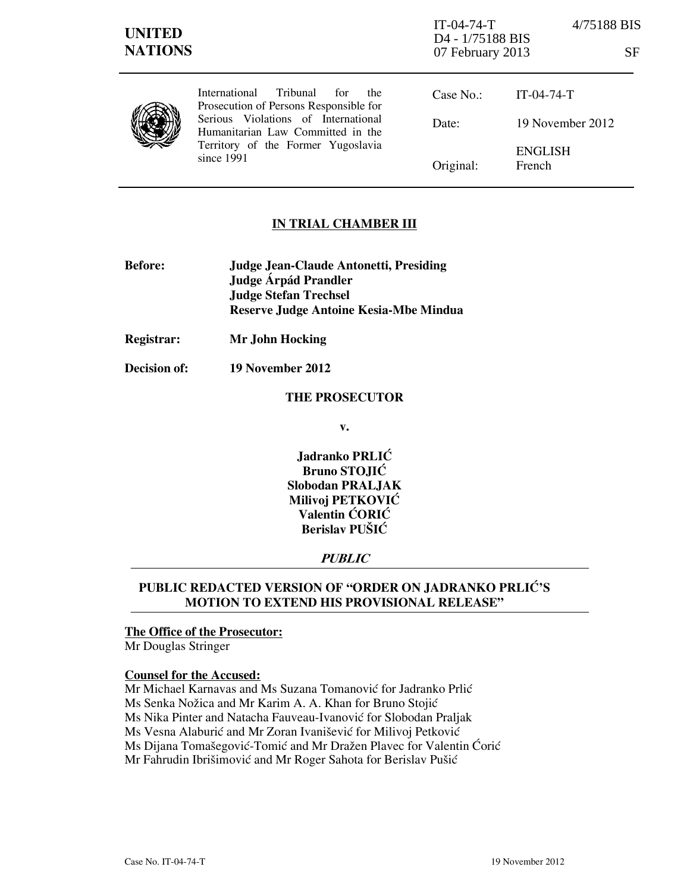**UNITED NATIONS**

IT-04-74-T 4/75188 BIS
D4 - 1/75188 BIS
07 February 2013 SF

International Tribunal for the Prosecution of Persons Responsible for Serious Violations of International Humanitarian Law Committed in the Territory of the Former Yugoslavia since 1991

| | |
|---|---|
| Case No.: | IT-04-74-T |
| Date: | 19 November 2012 |
| | ENGLISH |
| Original: | French |

## IN TRIAL CHAMBER III

**Before:** **Judge Jean-Claude Antonetti, Presiding**
**Judge Árpád Prandler**
**Judge Stefan Trechsel**
**Reserve Judge Antoine Kesia-Mbe Mindua**

**Registrar:** **Mr John Hocking**

**Decision of:** **19 November 2012**

**THE PROSECUTOR**

**v.**

**Jadranko PRLIĆ**
**Bruno STOJIĆ**
**Slobodan PRALJAK**
**Milivoj PETKOVIĆ**
**Valentin ĆORIĆ**
**Berislav PUŠIĆ**

***PUBLIC***

## PUBLIC REDACTED VERSION OF "ORDER ON JADRANKO PRLIĆ'S MOTION TO EXTEND HIS PROVISIONAL RELEASE"

**The Office of the Prosecutor:**
Mr Douglas Stringer

**Counsel for the Accused:**
Mr Michael Karnavas and Ms Suzana Tomanović for Jadranko Prlić
Ms Senka Nožica and Mr Karim A. A. Khan for Bruno Stojić
Ms Nika Pinter and Natacha Fauveau-Ivanović for Slobodan Praljak
Ms Vesna Alaburić and Mr Zoran Ivanišević for Milivoj Petković
Ms Dijana Tomašegović-Tomić and Mr Dražen Plavec for Valentin Ćorić
Mr Fahrudin Ibrišimović and Mr Roger Sahota for Berislav Pušić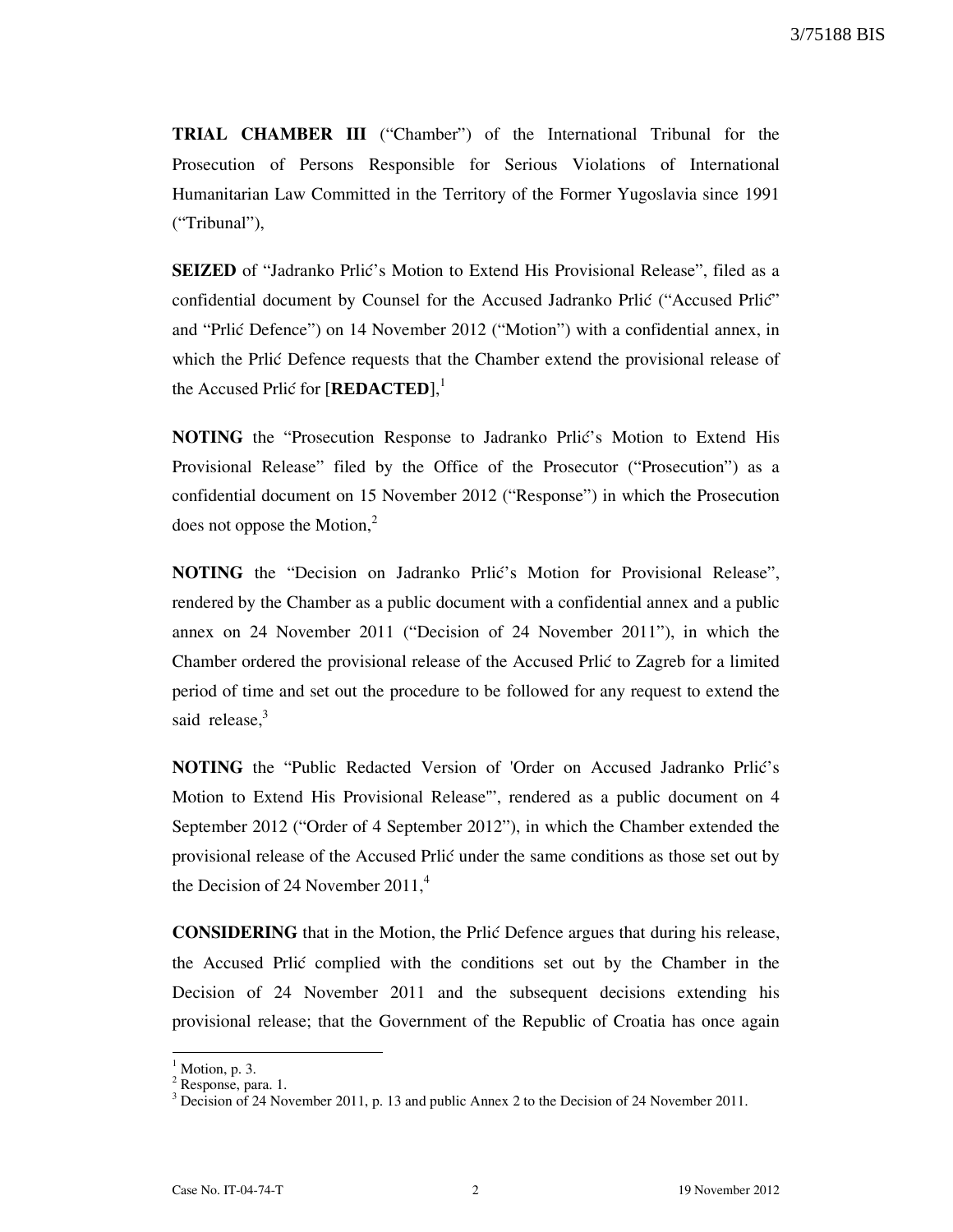**TRIAL CHAMBER III** ("Chamber") of the International Tribunal for the Prosecution of Persons Responsible for Serious Violations of International Humanitarian Law Committed in the Territory of the Former Yugoslavia since 1991 ("Tribunal"),

**SEIZED** of "Jadranko Prlić's Motion to Extend His Provisional Release", filed as a confidential document by Counsel for the Accused Jadranko Prlić ("Accused Prlić" and "Prlić Defence") on 14 November 2012 ("Motion") with a confidential annex, in which the Prlić Defence requests that the Chamber extend the provisional release of the Accused Prlić for [**REDACTED**],[1]

**NOTING** the "Prosecution Response to Jadranko Prlić's Motion to Extend His Provisional Release" filed by the Office of the Prosecutor ("Prosecution") as a confidential document on 15 November 2012 ("Response") in which the Prosecution does not oppose the Motion,[2]

**NOTING** the "Decision on Jadranko Prlić's Motion for Provisional Release", rendered by the Chamber as a public document with a confidential annex and a public annex on 24 November 2011 ("Decision of 24 November 2011"), in which the Chamber ordered the provisional release of the Accused Prlić to Zagreb for a limited period of time and set out the procedure to be followed for any request to extend the said release,[3]

**NOTING** the "Public Redacted Version of 'Order on Accused Jadranko Prlić's Motion to Extend His Provisional Release'", rendered as a public document on 4 September 2012 ("Order of 4 September 2012"), in which the Chamber extended the provisional release of the Accused Prlić under the same conditions as those set out by the Decision of 24 November 2011,[4]

**CONSIDERING** that in the Motion, the Prlić Defence argues that during his release, the Accused Prlić complied with the conditions set out by the Chamber in the Decision of 24 November 2011 and the subsequent decisions extending his provisional release; that the Government of the Republic of Croatia has once again

---

[1] Motion, p. 3.

[2] Response, para. 1.

[3] Decision of 24 November 2011, p. 13 and public Annex 2 to the Decision of 24 November 2011.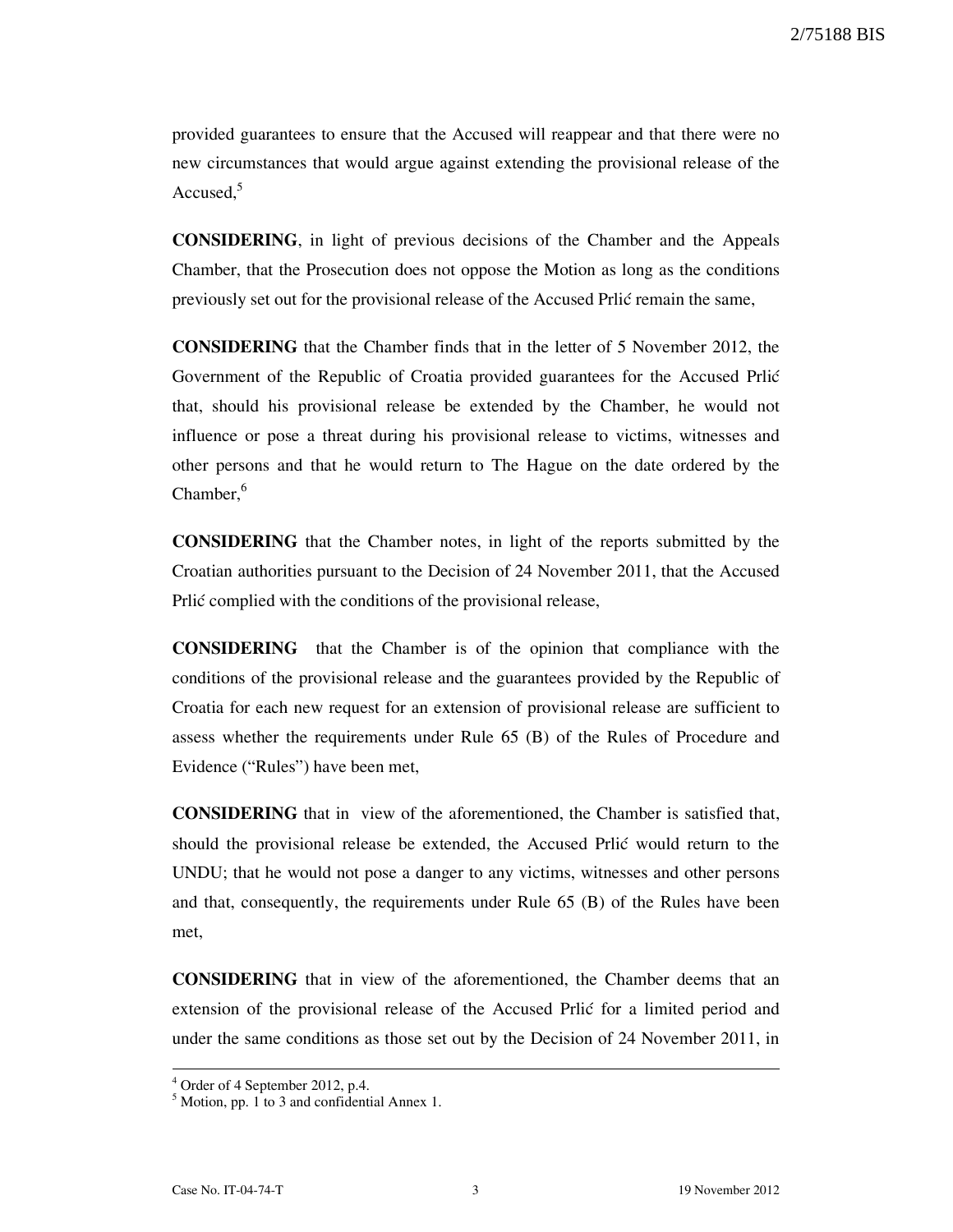provided guarantees to ensure that the Accused will reappear and that there were no new circumstances that would argue against extending the provisional release of the Accused,[5]

**CONSIDERING**, in light of previous decisions of the Chamber and the Appeals Chamber, that the Prosecution does not oppose the Motion as long as the conditions previously set out for the provisional release of the Accused Prlić remain the same,

**CONSIDERING** that the Chamber finds that in the letter of 5 November 2012, the Government of the Republic of Croatia provided guarantees for the Accused Prlić that, should his provisional release be extended by the Chamber, he would not influence or pose a threat during his provisional release to victims, witnesses and other persons and that he would return to The Hague on the date ordered by the Chamber,[6]

**CONSIDERING** that the Chamber notes, in light of the reports submitted by the Croatian authorities pursuant to the Decision of 24 November 2011, that the Accused Prlić complied with the conditions of the provisional release,

**CONSIDERING** that the Chamber is of the opinion that compliance with the conditions of the provisional release and the guarantees provided by the Republic of Croatia for each new request for an extension of provisional release are sufficient to assess whether the requirements under Rule 65 (B) of the Rules of Procedure and Evidence ("Rules") have been met,

**CONSIDERING** that in view of the aforementioned, the Chamber is satisfied that, should the provisional release be extended, the Accused Prlić would return to the UNDU; that he would not pose a danger to any victims, witnesses and other persons and that, consequently, the requirements under Rule 65 (B) of the Rules have been met,

**CONSIDERING** that in view of the aforementioned, the Chamber deems that an extension of the provisional release of the Accused Prlić for a limited period and under the same conditions as those set out by the Decision of 24 November 2011, in

---

[4] Order of 4 September 2012, p.4.

[5] Motion, pp. 1 to 3 and confidential Annex 1.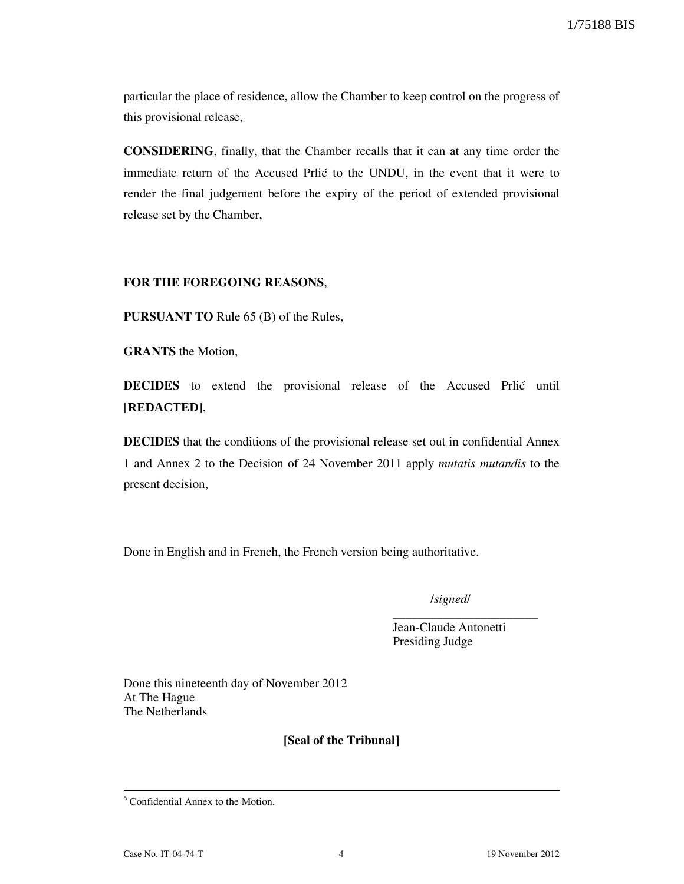particular the place of residence, allow the Chamber to keep control on the progress of this provisional release,

**CONSIDERING**, finally, that the Chamber recalls that it can at any time order the immediate return of the Accused Prlić to the UNDU, in the event that it were to render the final judgement before the expiry of the period of extended provisional release set by the Chamber,

**FOR THE FOREGOING REASONS**,

**PURSUANT TO** Rule 65 (B) of the Rules,

**GRANTS** the Motion,

**DECIDES** to extend the provisional release of the Accused Prlić until [**REDACTED**],

**DECIDES** that the conditions of the provisional release set out in confidential Annex 1 and Annex 2 to the Decision of 24 November 2011 apply *mutatis mutandis* to the present decision,

Done in English and in French, the French version being authoritative.

/*signed*/

Jean-Claude Antonetti
Presiding Judge

Done this nineteenth day of November 2012
At The Hague
The Netherlands

**[Seal of the Tribunal]**

---

[6] Confidential Annex to the Motion.